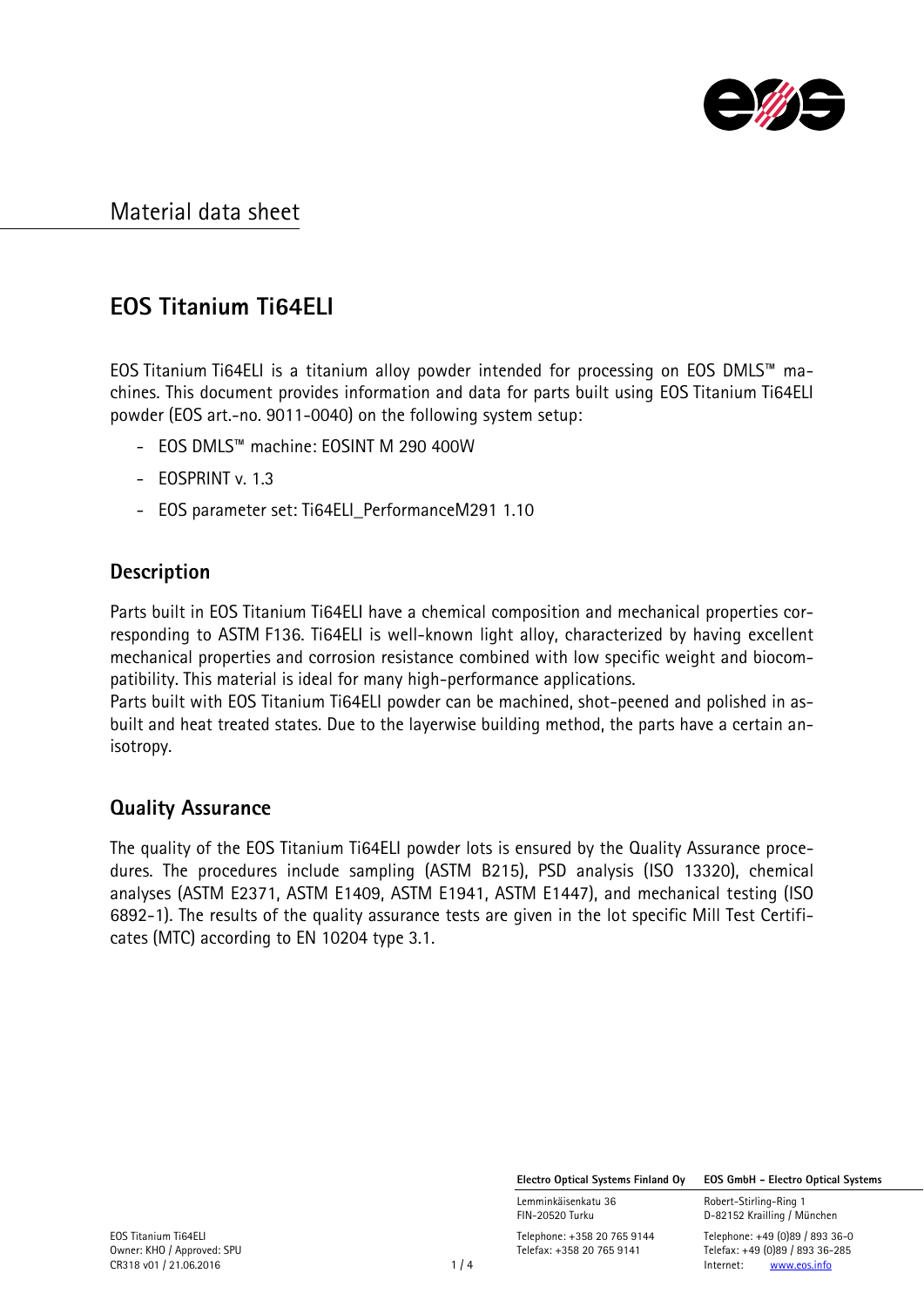Material data sheet

# EOS Titanium Ti64ELI

EOS Titanium Ti64ELI is a titanium alloy powder intended for processing on EOS DMLS™ machines. This document provides information and data for parts built using EOS Titanium Ti64ELI powder (EOS art.-no. 9011-0040) on the following system setup:

- EOS DMLS™ machine: EOSINT M 290 400W
- EOSPRINT v. 1.3
- EOS parameter set: Ti64ELI_PerformanceM291 1.10

## Description

Parts built in EOS Titanium Ti64ELI have a chemical composition and mechanical properties corresponding to ASTM F136. Ti64ELI is well-known light alloy, characterized by having excellent mechanical properties and corrosion resistance combined with low specific weight and biocompatibility. This material is ideal for many high-performance applications.
Parts built with EOS Titanium Ti64ELI powder can be machined, shot-peened and polished in as-built and heat treated states. Due to the layerwise building method, the parts have a certain anisotropy.

## Quality Assurance

The quality of the EOS Titanium Ti64ELI powder lots is ensured by the Quality Assurance procedures. The procedures include sampling (ASTM B215), PSD analysis (ISO 13320), chemical analyses (ASTM E2371, ASTM E1409, ASTM E1941, ASTM E1447), and mechanical testing (ISO 6892-1). The results of the quality assurance tests are given in the lot specific Mill Test Certificates (MTC) according to EN 10204 type 3.1.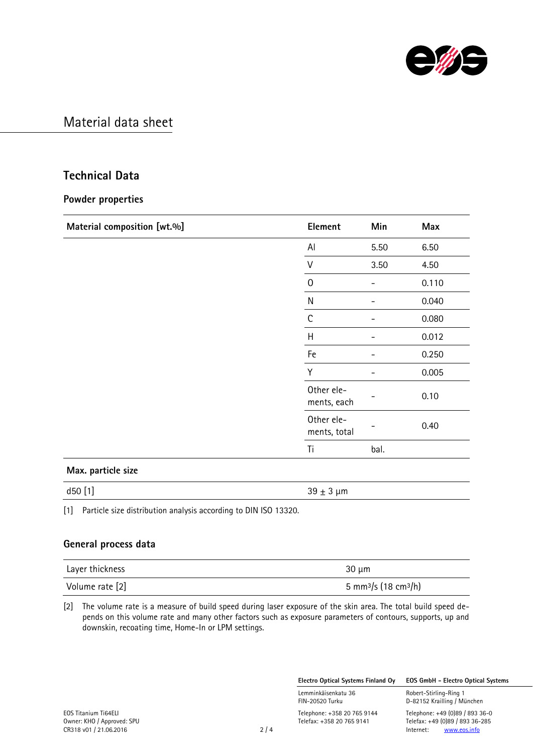# Material data sheet

## Technical Data

### Powder properties

| Material composition [wt.%] | Element | Min | Max |
|---|---|---|---|
| | Al | 5.50 | 6.50 |
| | V | 3.50 | 4.50 |
| | O | - | 0.110 |
| | N | - | 0.040 |
| | C | - | 0.080 |
| | H | - | 0.012 |
| | Fe | - | 0.250 |
| | Y | - | 0.005 |
| | Other elements, each | - | 0.10 |
| | Other elements, total | - | 0.40 |
| | Ti | bal. | |

| Max. particle size | |
|---|---|
| d50 [1] | 39 ± 3 µm |

[1] Particle size distribution analysis according to DIN ISO 13320.

### General process data

| | |
|---|---|
| Layer thickness | 30 µm |
| Volume rate [2] | 5 $mm^3/s$ (18 $cm^3/h$) |

[2] The volume rate is a measure of build speed during laser exposure of the skin area. The total build speed depends on this volume rate and many other factors such as exposure parameters of contours, supports, up and downskin, recoating time, Home-In or LPM settings.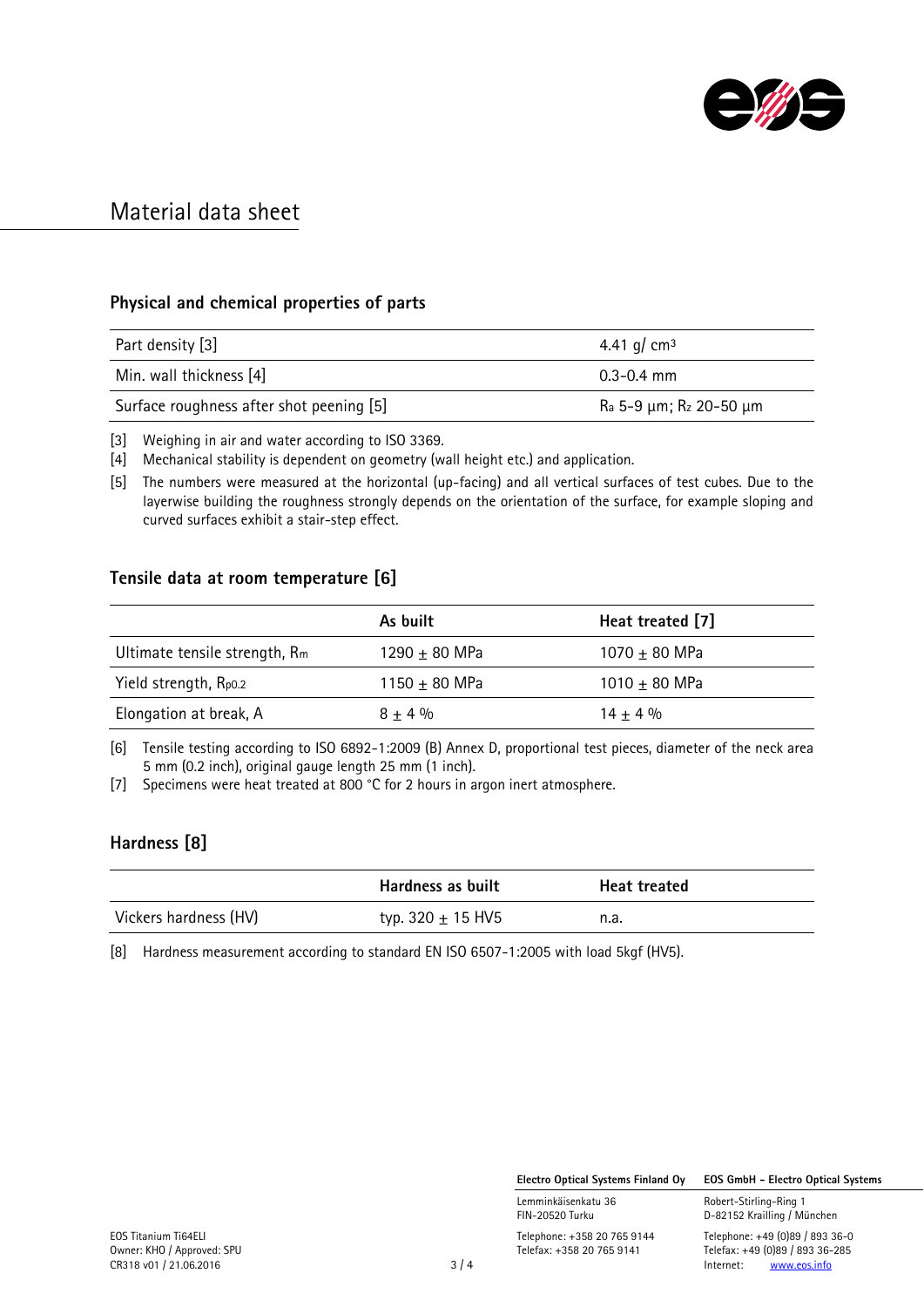# Material data sheet

## Physical and chemical properties of parts

| | |
|---|---|
| Part density [3] | 4.41 g/ $cm^3$ |
| Min. wall thickness [4] | 0.3-0.4 mm |
| Surface roughness after shot peening [5] | $R_a$ 5-9 µm; $R_z$ 20-50 µm |

[3] Weighing in air and water according to ISO 3369.

[4] Mechanical stability is dependent on geometry (wall height etc.) and application.

[5] The numbers were measured at the horizontal (up-facing) and all vertical surfaces of test cubes. Due to the layerwise building the roughness strongly depends on the orientation of the surface, for example sloping and curved surfaces exhibit a stair-step effect.

## Tensile data at room temperature [6]

| | As built | Heat treated [7] |
|---|---|---|
| Ultimate tensile strength, $R_m$ | 1290 ± 80 MPa | 1070 ± 80 MPa |
| Yield strength, $R_{p0.2}$ | 1150 ± 80 MPa | 1010 ± 80 MPa |
| Elongation at break, A | 8 ± 4 % | 14 ± 4 % |

[6] Tensile testing according to ISO 6892-1:2009 (B) Annex D, proportional test pieces, diameter of the neck area 5 mm (0.2 inch), original gauge length 25 mm (1 inch).

[7] Specimens were heat treated at 800 °C for 2 hours in argon inert atmosphere.

## Hardness [8]

| | Hardness as built | Heat treated |
|---|---|---|
| Vickers hardness (HV) | typ. 320 ± 15 HV5 | n.a. |

[8] Hardness measurement according to standard EN ISO 6507-1:2005 with load 5kgf (HV5).

EOS Titanium Ti64ELI
Owner: KHO / Approved: SPU
CR318 v01 / 21.06.2016

**Electro Optical Systems Finland Oy**
Lemminkäisenkatu 36
FIN-20520 Turku
Telephone: +358 20 765 9144
Telefax: +358 20 765 9141

**EOS GmbH – Electro Optical Systems**
Robert-Stirling-Ring 1
D-82152 Krailling / München
Telephone: +49 (0)89 / 893 36-0
Telefax: +49 (0)89 / 893 36-285
Internet: www.eos.info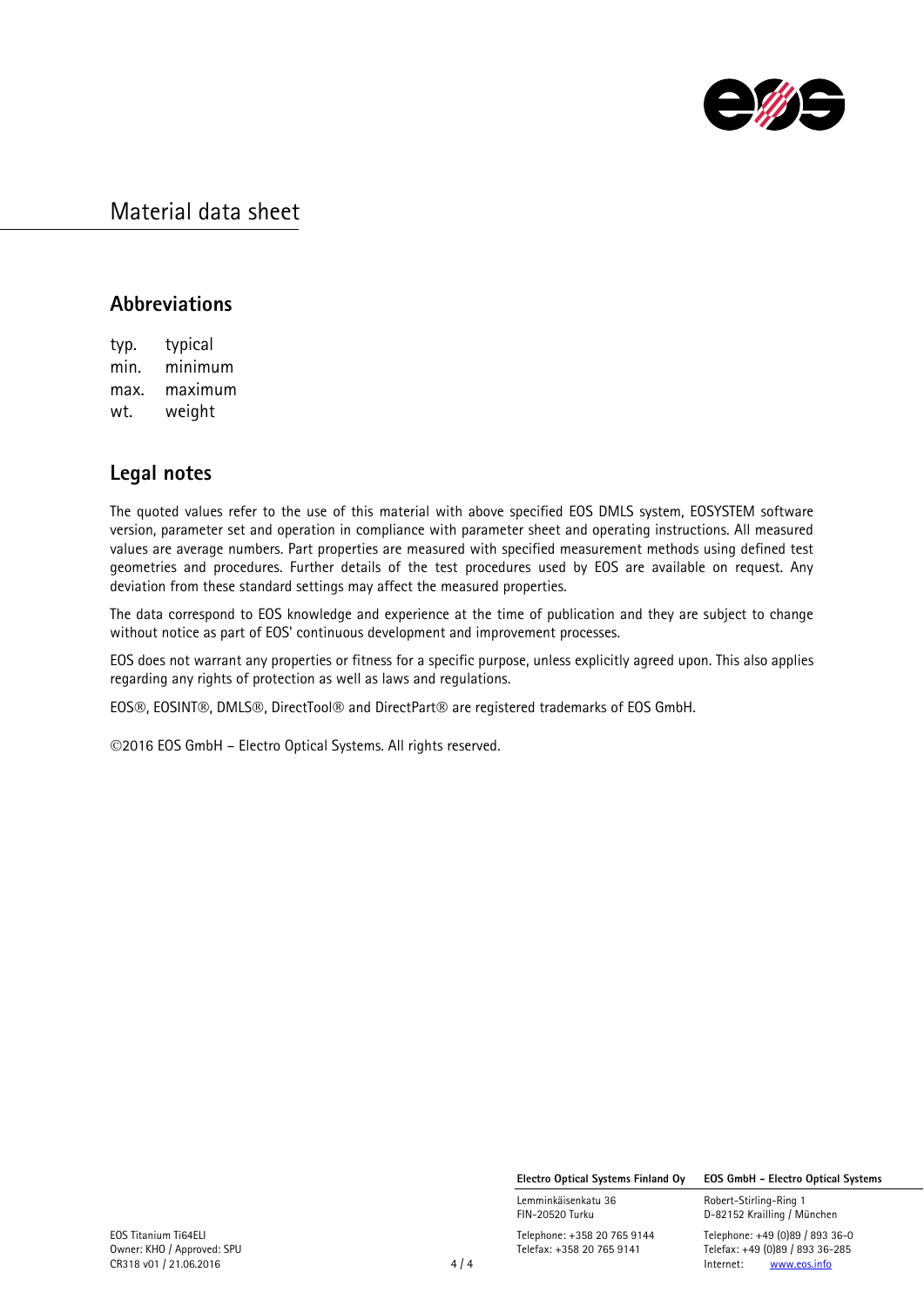# Material data sheet

## Abbreviations

| | |
|---|---|
| typ. | typical |
| min. | minimum |
| max. | maximum |
| wt. | weight |

## Legal notes

The quoted values refer to the use of this material with above specified EOS DMLS system, EOSYSTEM software version, parameter set and operation in compliance with parameter sheet and operating instructions. All measured values are average numbers. Part properties are measured with specified measurement methods using defined test geometries and procedures. Further details of the test procedures used by EOS are available on request. Any deviation from these standard settings may affect the measured properties.

The data correspond to EOS knowledge and experience at the time of publication and they are subject to change without notice as part of EOS' continuous development and improvement processes.

EOS does not warrant any properties or fitness for a specific purpose, unless explicitly agreed upon. This also applies regarding any rights of protection as well as laws and regulations.

EOS®, EOSINT®, DMLS®, DirectTool® and DirectPart® are registered trademarks of EOS GmbH.

©2016 EOS GmbH – Electro Optical Systems. All rights reserved.